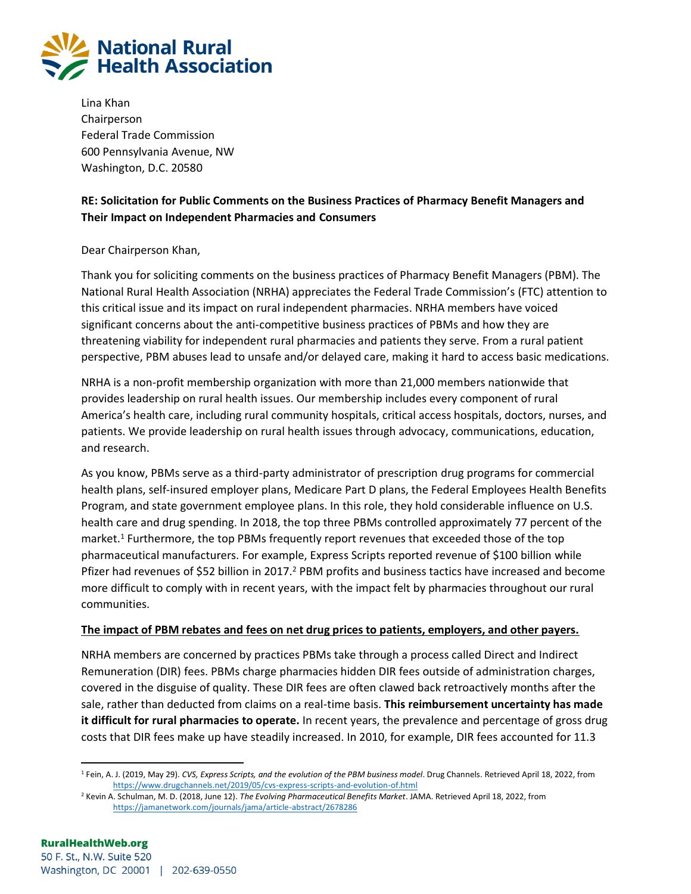Lina Khan
Chairperson
Federal Trade Commission
600 Pennsylvania Avenue, NW
Washington, D.C. 20580

**RE: Solicitation for Public Comments on the Business Practices of Pharmacy Benefit Managers and Their Impact on Independent Pharmacies and Consumers**

Dear Chairperson Khan,

Thank you for soliciting comments on the business practices of Pharmacy Benefit Managers (PBM). The National Rural Health Association (NRHA) appreciates the Federal Trade Commission's (FTC) attention to this critical issue and its impact on rural independent pharmacies. NRHA members have voiced significant concerns about the anti-competitive business practices of PBMs and how they are threatening viability for independent rural pharmacies and patients they serve. From a rural patient perspective, PBM abuses lead to unsafe and/or delayed care, making it hard to access basic medications.

NRHA is a non-profit membership organization with more than 21,000 members nationwide that provides leadership on rural health issues. Our membership includes every component of rural America's health care, including rural community hospitals, critical access hospitals, doctors, nurses, and patients. We provide leadership on rural health issues through advocacy, communications, education, and research.

As you know, PBMs serve as a third-party administrator of prescription drug programs for commercial health plans, self-insured employer plans, Medicare Part D plans, the Federal Employees Health Benefits Program, and state government employee plans. In this role, they hold considerable influence on U.S. health care and drug spending. In 2018, the top three PBMs controlled approximately 77 percent of the market.[1] Furthermore, the top PBMs frequently report revenues that exceeded those of the top pharmaceutical manufacturers. For example, Express Scripts reported revenue of $100 billion while Pfizer had revenues of $52 billion in 2017.[2] PBM profits and business tactics have increased and become more difficult to comply with in recent years, with the impact felt by pharmacies throughout our rural communities.

**<u>The impact of PBM rebates and fees on net drug prices to patients, employers, and other payers.</u>**

NRHA members are concerned by practices PBMs take through a process called Direct and Indirect Remuneration (DIR) fees. PBMs charge pharmacies hidden DIR fees outside of administration charges, covered in the disguise of quality. These DIR fees are often clawed back retroactively months after the sale, rather than deducted from claims on a real-time basis. **This reimbursement uncertainty has made it difficult for rural pharmacies to operate.** In recent years, the prevalence and percentage of gross drug costs that DIR fees make up have steadily increased. In 2010, for example, DIR fees accounted for 11.3

---

[1] Fein, A. J. (2019, May 29). *CVS, Express Scripts, and the evolution of the PBM business model*. Drug Channels. Retrieved April 18, 2022, from https://www.drugchannels.net/2019/05/cvs-express-scripts-and-evolution-of.html

[2] Kevin A. Schulman, M. D. (2018, June 12). *The Evolving Pharmaceutical Benefits Market*. JAMA. Retrieved April 18, 2022, from https://jamanetwork.com/journals/jama/article-abstract/2678286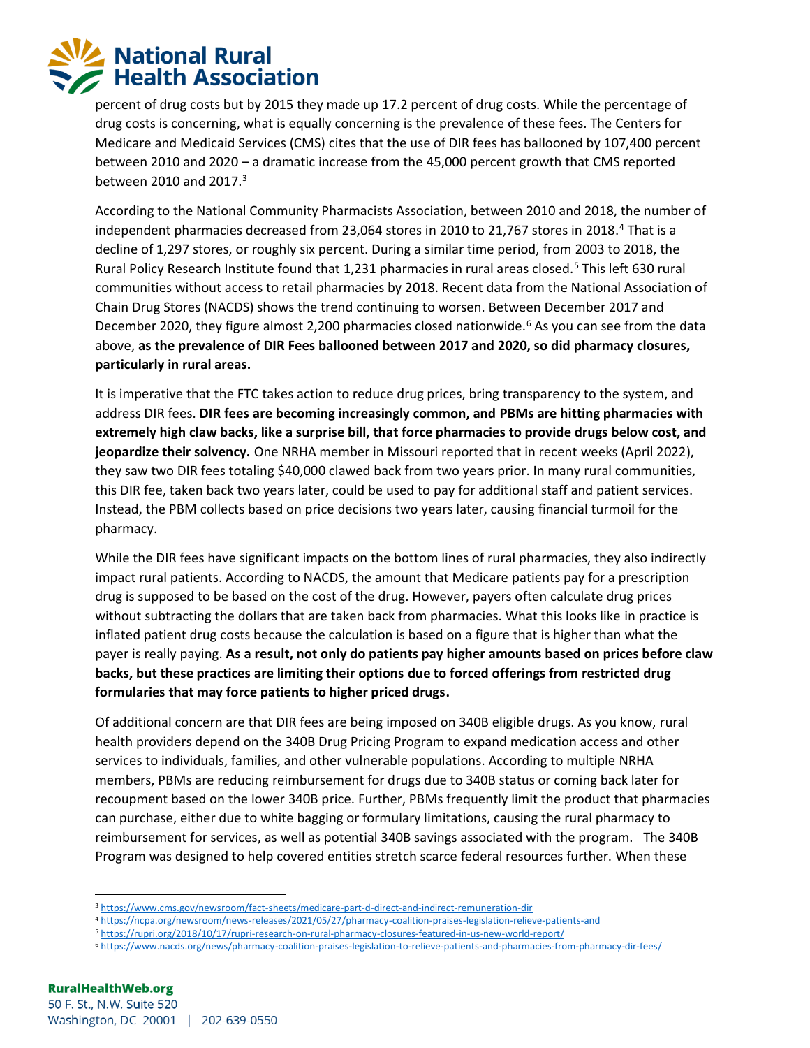percent of drug costs but by 2015 they made up 17.2 percent of drug costs. While the percentage of drug costs is concerning, what is equally concerning is the prevalence of these fees. The Centers for Medicare and Medicaid Services (CMS) cites that the use of DIR fees has ballooned by 107,400 percent between 2010 and 2020 – a dramatic increase from the 45,000 percent growth that CMS reported between 2010 and 2017.[3]

According to the National Community Pharmacists Association, between 2010 and 2018, the number of independent pharmacies decreased from 23,064 stores in 2010 to 21,767 stores in 2018.[4] That is a decline of 1,297 stores, or roughly six percent. During a similar time period, from 2003 to 2018, the Rural Policy Research Institute found that 1,231 pharmacies in rural areas closed.[5] This left 630 rural communities without access to retail pharmacies by 2018. Recent data from the National Association of Chain Drug Stores (NACDS) shows the trend continuing to worsen. Between December 2017 and December 2020, they figure almost 2,200 pharmacies closed nationwide.[6] As you can see from the data above, **as the prevalence of DIR Fees ballooned between 2017 and 2020, so did pharmacy closures, particularly in rural areas.**

It is imperative that the FTC takes action to reduce drug prices, bring transparency to the system, and address DIR fees. **DIR fees are becoming increasingly common, and PBMs are hitting pharmacies with extremely high claw backs, like a surprise bill, that force pharmacies to provide drugs below cost, and jeopardize their solvency.** One NRHA member in Missouri reported that in recent weeks (April 2022), they saw two DIR fees totaling $40,000 clawed back from two years prior. In many rural communities, this DIR fee, taken back two years later, could be used to pay for additional staff and patient services. Instead, the PBM collects based on price decisions two years later, causing financial turmoil for the pharmacy.

While the DIR fees have significant impacts on the bottom lines of rural pharmacies, they also indirectly impact rural patients. According to NACDS, the amount that Medicare patients pay for a prescription drug is supposed to be based on the cost of the drug. However, payers often calculate drug prices without subtracting the dollars that are taken back from pharmacies. What this looks like in practice is inflated patient drug costs because the calculation is based on a figure that is higher than what the payer is really paying. **As a result, not only do patients pay higher amounts based on prices before claw backs, but these practices are limiting their options due to forced offerings from restricted drug formularies that may force patients to higher priced drugs.**

Of additional concern are that DIR fees are being imposed on 340B eligible drugs. As you know, rural health providers depend on the 340B Drug Pricing Program to expand medication access and other services to individuals, families, and other vulnerable populations. According to multiple NRHA members, PBMs are reducing reimbursement for drugs due to 340B status or coming back later for recoupment based on the lower 340B price. Further, PBMs frequently limit the product that pharmacies can purchase, either due to white bagging or formulary limitations, causing the rural pharmacy to reimbursement for services, as well as potential 340B savings associated with the program. The 340B Program was designed to help covered entities stretch scarce federal resources further. When these

[3] https://www.cms.gov/newsroom/fact-sheets/medicare-part-d-direct-and-indirect-remuneration-dir
[4] https://ncpa.org/newsroom/news-releases/2021/05/27/pharmacy-coalition-praises-legislation-relieve-patients-and
[5] https://rupri.org/2018/10/17/rupri-research-on-rural-pharmacy-closures-featured-in-us-new-world-report/
[6] https://www.nacds.org/news/pharmacy-coalition-praises-legislation-to-relieve-patients-and-pharmacies-from-pharmacy-dir-fees/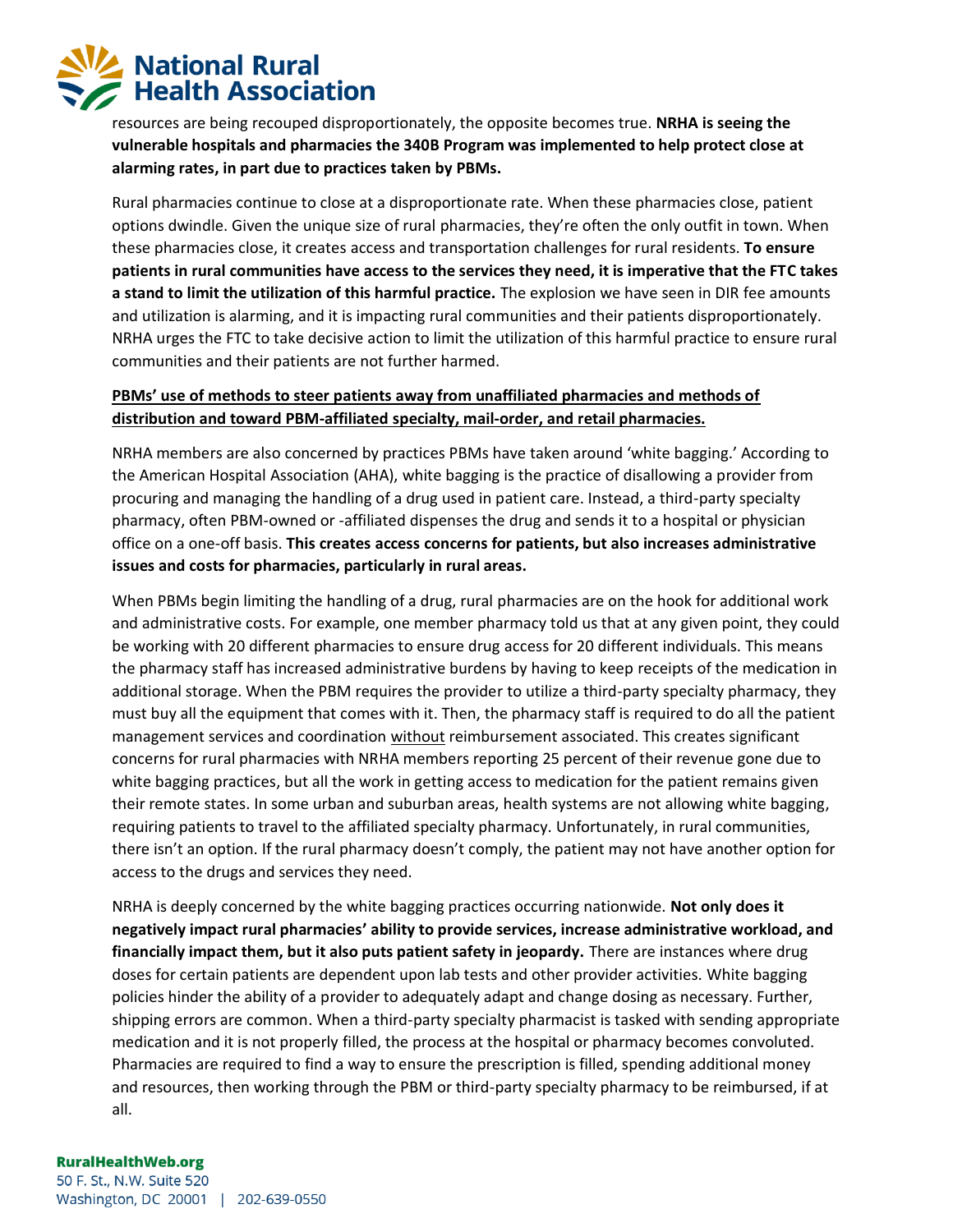resources are being recouped disproportionately, the opposite becomes true. **NRHA is seeing the vulnerable hospitals and pharmacies the 340B Program was implemented to help protect close at alarming rates, in part due to practices taken by PBMs.**

Rural pharmacies continue to close at a disproportionate rate. When these pharmacies close, patient options dwindle. Given the unique size of rural pharmacies, they're often the only outfit in town. When these pharmacies close, it creates access and transportation challenges for rural residents. **To ensure patients in rural communities have access to the services they need, it is imperative that the FTC takes a stand to limit the utilization of this harmful practice.** The explosion we have seen in DIR fee amounts and utilization is alarming, and it is impacting rural communities and their patients disproportionately. NRHA urges the FTC to take decisive action to limit the utilization of this harmful practice to ensure rural communities and their patients are not further harmed.

**<u>PBMs' use of methods to steer patients away from unaffiliated pharmacies and methods of distribution and toward PBM-affiliated specialty, mail-order, and retail pharmacies.</u>**

NRHA members are also concerned by practices PBMs have taken around 'white bagging.' According to the American Hospital Association (AHA), white bagging is the practice of disallowing a provider from procuring and managing the handling of a drug used in patient care. Instead, a third-party specialty pharmacy, often PBM-owned or -affiliated dispenses the drug and sends it to a hospital or physician office on a one-off basis. **This creates access concerns for patients, but also increases administrative issues and costs for pharmacies, particularly in rural areas.**

When PBMs begin limiting the handling of a drug, rural pharmacies are on the hook for additional work and administrative costs. For example, one member pharmacy told us that at any given point, they could be working with 20 different pharmacies to ensure drug access for 20 different individuals. This means the pharmacy staff has increased administrative burdens by having to keep receipts of the medication in additional storage. When the PBM requires the provider to utilize a third-party specialty pharmacy, they must buy all the equipment that comes with it. Then, the pharmacy staff is required to do all the patient management services and coordination <u>without</u> reimbursement associated. This creates significant concerns for rural pharmacies with NRHA members reporting 25 percent of their revenue gone due to white bagging practices, but all the work in getting access to medication for the patient remains given their remote states. In some urban and suburban areas, health systems are not allowing white bagging, requiring patients to travel to the affiliated specialty pharmacy. Unfortunately, in rural communities, there isn't an option. If the rural pharmacy doesn't comply, the patient may not have another option for access to the drugs and services they need.

NRHA is deeply concerned by the white bagging practices occurring nationwide. **Not only does it negatively impact rural pharmacies' ability to provide services, increase administrative workload, and financially impact them, but it also puts patient safety in jeopardy.** There are instances where drug doses for certain patients are dependent upon lab tests and other provider activities. White bagging policies hinder the ability of a provider to adequately adapt and change dosing as necessary. Further, shipping errors are common. When a third-party specialty pharmacist is tasked with sending appropriate medication and it is not properly filled, the process at the hospital or pharmacy becomes convoluted. Pharmacies are required to find a way to ensure the prescription is filled, spending additional money and resources, then working through the PBM or third-party specialty pharmacy to be reimbursed, if at all.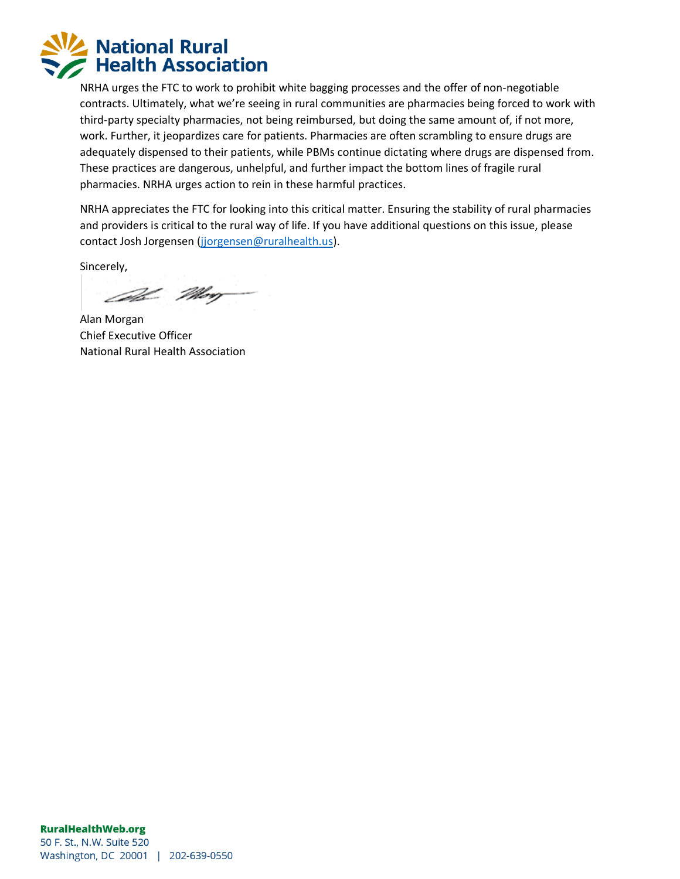NRHA urges the FTC to work to prohibit white bagging processes and the offer of non-negotiable contracts. Ultimately, what we're seeing in rural communities are pharmacies being forced to work with third-party specialty pharmacies, not being reimbursed, but doing the same amount of, if not more, work. Further, it jeopardizes care for patients. Pharmacies are often scrambling to ensure drugs are adequately dispensed to their patients, while PBMs continue dictating where drugs are dispensed from. These practices are dangerous, unhelpful, and further impact the bottom lines of fragile rural pharmacies. NRHA urges action to rein in these harmful practices.

NRHA appreciates the FTC for looking into this critical matter. Ensuring the stability of rural pharmacies and providers is critical to the rural way of life. If you have additional questions on this issue, please contact Josh Jorgensen (jjorgensen@ruralhealth.us).

Sincerely,

Alan Morgan
Chief Executive Officer
National Rural Health Association